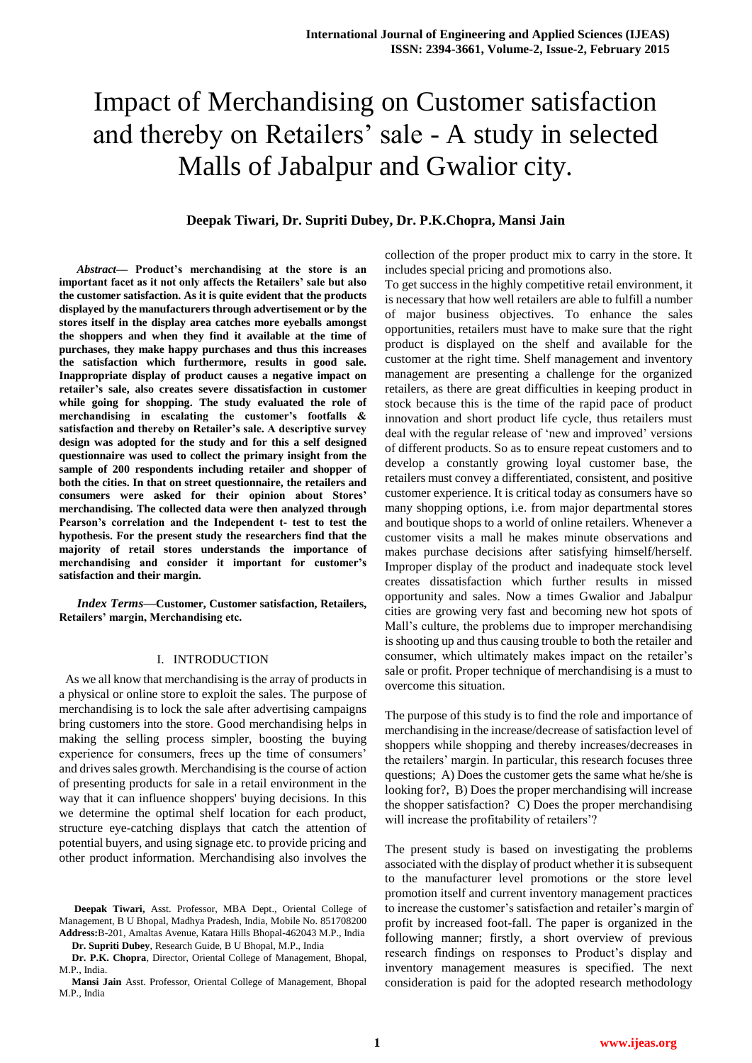# Impact of Merchandising on Customer satisfaction and thereby on Retailers' sale - A study in selected Malls of Jabalpur and Gwalior city.

**Deepak Tiwari, Dr. Supriti Dubey, Dr. P.K.Chopra, Mansi Jain**

***Abstract*— Product's merchandising at the store is an important facet as it not only affects the Retailers' sale but also the customer satisfaction. As it is quite evident that the products displayed by the manufacturers through advertisement or by the stores itself in the display area catches more eyeballs amongst the shoppers and when they find it available at the time of purchases, they make happy purchases and thus this increases the satisfaction which furthermore, results in good sale. Inappropriate display of product causes a negative impact on retailer's sale, also creates severe dissatisfaction in customer while going for shopping. The study evaluated the role of merchandising in escalating the customer's footfalls & satisfaction and thereby on Retailer's sale. A descriptive survey design was adopted for the study and for this a self designed questionnaire was used to collect the primary insight from the sample of 200 respondents including retailer and shopper of both the cities. In that on street questionnaire, the retailers and consumers were asked for their opinion about Stores' merchandising. The collected data were then analyzed through Pearson's correlation and the Independent t- test to test the hypothesis. For the present study the researchers find that the majority of retail stores understands the importance of merchandising and consider it important for customer's satisfaction and their margin.**

***Index Terms*—Customer, Customer satisfaction, Retailers, Retailers' margin, Merchandising etc.**

## I. INTRODUCTION

As we all know that merchandising is the array of products in a physical or online store to exploit the sales. The purpose of merchandising is to lock the sale after advertising campaigns bring customers into the store. Good merchandising helps in making the selling process simpler, boosting the buying experience for consumers, frees up the time of consumers' and drives sales growth. Merchandising is the course of action of presenting products for sale in a retail environment in the way that it can influence shoppers' buying decisions. In this we determine the optimal shelf location for each product, structure eye-catching displays that catch the attention of potential buyers, and using signage etc. to provide pricing and other product information. Merchandising also involves the collection of the proper product mix to carry in the store. It includes special pricing and promotions also.

To get success in the highly competitive retail environment, it is necessary that how well retailers are able to fulfill a number of major business objectives. To enhance the sales opportunities, retailers must have to make sure that the right product is displayed on the shelf and available for the customer at the right time. Shelf management and inventory management are presenting a challenge for the organized retailers, as there are great difficulties in keeping product in stock because this is the time of the rapid pace of product innovation and short product life cycle, thus retailers must deal with the regular release of 'new and improved' versions of different products. So as to ensure repeat customers and to develop a constantly growing loyal customer base, the retailers must convey a differentiated, consistent, and positive customer experience. It is critical today as consumers have so many shopping options, i.e. from major departmental stores and boutique shops to a world of online retailers. Whenever a customer visits a mall he makes minute observations and makes purchase decisions after satisfying himself/herself. Improper display of the product and inadequate stock level creates dissatisfaction which further results in missed opportunity and sales. Now a times Gwalior and Jabalpur cities are growing very fast and becoming new hot spots of Mall's culture, the problems due to improper merchandising is shooting up and thus causing trouble to both the retailer and consumer, which ultimately makes impact on the retailer's sale or profit. Proper technique of merchandising is a must to overcome this situation.

The purpose of this study is to find the role and importance of merchandising in the increase/decrease of satisfaction level of shoppers while shopping and thereby increases/decreases in the retailers' margin. In particular, this research focuses three questions; A) Does the customer gets the same what he/she is looking for?, B) Does the proper merchandising will increase the shopper satisfaction? C) Does the proper merchandising will increase the profitability of retailers'?

The present study is based on investigating the problems associated with the display of product whether it is subsequent to the manufacturer level promotions or the store level promotion itself and current inventory management practices to increase the customer's satisfaction and retailer's margin of profit by increased foot-fall. The paper is organized in the following manner; firstly, a short overview of previous research findings on responses to Product's display and inventory management measures is specified. The next consideration is paid for the adopted research methodology

**Deepak Tiwari,** Asst. Professor, MBA Dept., Oriental College of Management, B U Bhopal, Madhya Pradesh, India, Mobile No. 851708200 **Address:**B-201, Amaltas Avenue, Katara Hills Bhopal-462043 M.P., India

**Dr. Supriti Dubey**, Research Guide, B U Bhopal, M.P., India

**Dr. P.K. Chopra**, Director, Oriental College of Management, Bhopal, M.P., India.

**Mansi Jain** Asst. Professor, Oriental College of Management, Bhopal M.P., India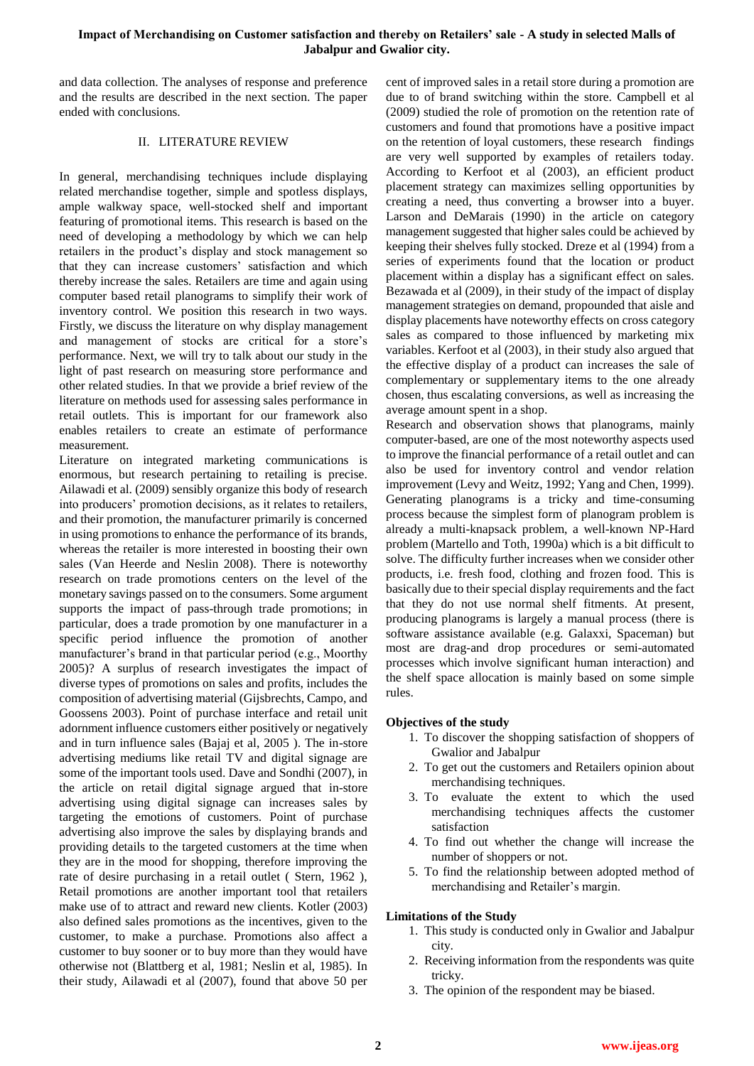and data collection. The analyses of response and preference and the results are described in the next section. The paper ended with conclusions.

## II. LITERATURE REVIEW

In general, merchandising techniques include displaying related merchandise together, simple and spotless displays, ample walkway space, well-stocked shelf and important featuring of promotional items. This research is based on the need of developing a methodology by which we can help retailers in the product's display and stock management so that they can increase customers' satisfaction and which thereby increase the sales. Retailers are time and again using computer based retail planograms to simplify their work of inventory control. We position this research in two ways. Firstly, we discuss the literature on why display management and management of stocks are critical for a store's performance. Next, we will try to talk about our study in the light of past research on measuring store performance and other related studies. In that we provide a brief review of the literature on methods used for assessing sales performance in retail outlets. This is important for our framework also enables retailers to create an estimate of performance measurement.

Literature on integrated marketing communications is enormous, but research pertaining to retailing is precise. Ailawadi et al. (2009) sensibly organize this body of research into producers' promotion decisions, as it relates to retailers, and their promotion, the manufacturer primarily is concerned in using promotions to enhance the performance of its brands, whereas the retailer is more interested in boosting their own sales (Van Heerde and Neslin 2008). There is noteworthy research on trade promotions centers on the level of the monetary savings passed on to the consumers. Some argument supports the impact of pass-through trade promotions; in particular, does a trade promotion by one manufacturer in a specific period influence the promotion of another manufacturer's brand in that particular period (e.g., Moorthy 2005)? A surplus of research investigates the impact of diverse types of promotions on sales and profits, includes the composition of advertising material (Gijsbrechts, Campo, and Goossens 2003). Point of purchase interface and retail unit adornment influence customers either positively or negatively and in turn influence sales (Bajaj et al, 2005 ). The in-store advertising mediums like retail TV and digital signage are some of the important tools used. Dave and Sondhi (2007), in the article on retail digital signage argued that in-store advertising using digital signage can increases sales by targeting the emotions of customers. Point of purchase advertising also improve the sales by displaying brands and providing details to the targeted customers at the time when they are in the mood for shopping, therefore improving the rate of desire purchasing in a retail outlet ( Stern, 1962 ), Retail promotions are another important tool that retailers make use of to attract and reward new clients. Kotler (2003) also defined sales promotions as the incentives, given to the customer, to make a purchase. Promotions also affect a customer to buy sooner or to buy more than they would have otherwise not (Blattberg et al, 1981; Neslin et al, 1985). In their study, Ailawadi et al (2007), found that above 50 per cent of improved sales in a retail store during a promotion are due to of brand switching within the store. Campbell et al (2009) studied the role of promotion on the retention rate of customers and found that promotions have a positive impact on the retention of loyal customers, these research findings are very well supported by examples of retailers today. According to Kerfoot et al (2003), an efficient product placement strategy can maximizes selling opportunities by creating a need, thus converting a browser into a buyer. Larson and DeMarais (1990) in the article on category management suggested that higher sales could be achieved by keeping their shelves fully stocked. Dreze et al (1994) from a series of experiments found that the location or product placement within a display has a significant effect on sales. Bezawada et al (2009), in their study of the impact of display management strategies on demand, propounded that aisle and display placements have noteworthy effects on cross category sales as compared to those influenced by marketing mix variables. Kerfoot et al (2003), in their study also argued that the effective display of a product can increases the sale of complementary or supplementary items to the one already chosen, thus escalating conversions, as well as increasing the average amount spent in a shop.

Research and observation shows that planograms, mainly computer-based, are one of the most noteworthy aspects used to improve the financial performance of a retail outlet and can also be used for inventory control and vendor relation improvement (Levy and Weitz, 1992; Yang and Chen, 1999). Generating planograms is a tricky and time-consuming process because the simplest form of planogram problem is already a multi-knapsack problem, a well-known NP-Hard problem (Martello and Toth, 1990a) which is a bit difficult to solve. The difficulty further increases when we consider other products, i.e. fresh food, clothing and frozen food. This is basically due to their special display requirements and the fact that they do not use normal shelf fitments. At present, producing planograms is largely a manual process (there is software assistance available (e.g. Galaxxi, Spaceman) but most are drag-and drop procedures or semi-automated processes which involve significant human interaction) and the shelf space allocation is mainly based on some simple rules.

### Objectives of the study

1. To discover the shopping satisfaction of shoppers of Gwalior and Jabalpur
2. To get out the customers and Retailers opinion about merchandising techniques.
3. To evaluate the extent to which the used merchandising techniques affects the customer satisfaction
4. To find out whether the change will increase the number of shoppers or not.
5. To find the relationship between adopted method of merchandising and Retailer's margin.

### Limitations of the Study

1. This study is conducted only in Gwalior and Jabalpur city.
2. Receiving information from the respondents was quite tricky.
3. The opinion of the respondent may be biased.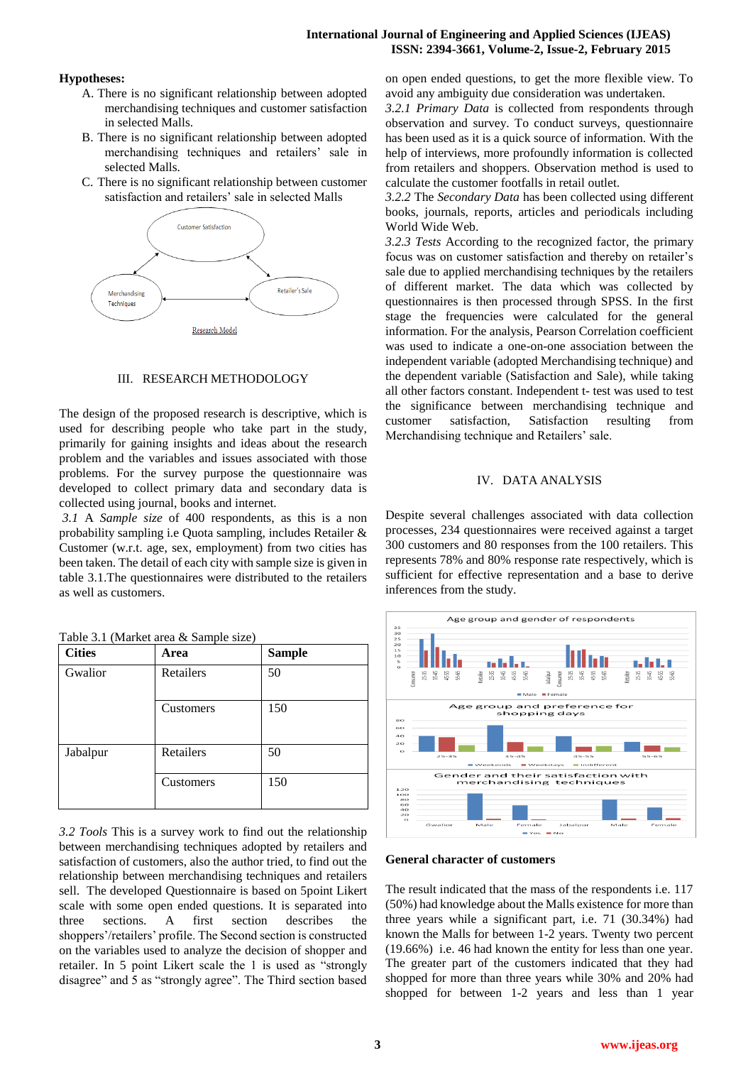**Hypotheses:**

A. There is no significant relationship between adopted merchandising techniques and customer satisfaction in selected Malls.

B. There is no significant relationship between adopted merchandising techniques and retailers' sale in selected Malls.

C. There is no significant relationship between customer satisfaction and retailers' sale in selected Malls

Research Model

## III. RESEARCH METHODOLOGY

The design of the proposed research is descriptive, which is used for describing people who take part in the study, primarily for gaining insights and ideas about the research problem and the variables and issues associated with those problems. For the survey purpose the questionnaire was developed to collect primary data and secondary data is collected using journal, books and internet.

*3.1* A *Sample size* of 400 respondents, as this is a non probability sampling i.e Quota sampling, includes Retailer & Customer (w.r.t. age, sex, employment) from two cities has been taken. The detail of each city with sample size is given in table 3.1.The questionnaires were distributed to the retailers as well as customers.

Table 3.1 (Market area & Sample size)

| Cities | Area | Sample |
|---|---|---|
| Gwalior | Retailers | 50 |
| | Customers | 150 |
| Jabalpur | Retailers | 50 |
| | Customers | 150 |

*3.2 Tools* This is a survey work to find out the relationship between merchandising techniques adopted by retailers and satisfaction of customers, also the author tried, to find out the relationship between merchandising techniques and retailers sell. The developed Questionnaire is based on 5point Likert scale with some open ended questions. It is separated into three sections. A first section describes the shoppers'/retailers' profile. The Second section is constructed on the variables used to analyze the decision of shopper and retailer. In 5 point Likert scale the 1 is used as "strongly disagree" and 5 as "strongly agree". The Third section based on open ended questions, to get the more flexible view. To avoid any ambiguity due consideration was undertaken.

*3.2.1 Primary Data* is collected from respondents through observation and survey. To conduct surveys, questionnaire has been used as it is a quick source of information. With the help of interviews, more profoundly information is collected from retailers and shoppers. Observation method is used to calculate the customer footfalls in retail outlet.

*3.2.2* The *Secondary Data* has been collected using different books, journals, reports, articles and periodicals including World Wide Web.

*3.2.3 Tests* According to the recognized factor, the primary focus was on customer satisfaction and thereby on retailer's sale due to applied merchandising techniques by the retailers of different market. The data which was collected by questionnaires is then processed through SPSS. In the first stage the frequencies were calculated for the general information. For the analysis, Pearson Correlation coefficient was used to indicate a one-on-one association between the independent variable (adopted Merchandising technique) and the dependent variable (Satisfaction and Sale), while taking all other factors constant. Independent t- test was used to test the significance between merchandising technique and customer satisfaction, Satisfaction resulting from Merchandising technique and Retailers' sale.

## IV. DATA ANALYSIS

Despite several challenges associated with data collection processes, 234 questionnaires were received against a target 300 customers and 80 responses from the 100 retailers. This represents 78% and 80% response rate respectively, which is sufficient for effective representation and a base to derive inferences from the study.

**General character of customers**

The result indicated that the mass of the respondents i.e. 117 (50%) had knowledge about the Malls existence for more than three years while a significant part, i.e. 71 (30.34%) had known the Malls for between 1-2 years. Twenty two percent (19.66%) i.e. 46 had known the entity for less than one year. The greater part of the customers indicated that they had shopped for more than three years while 30% and 20% had shopped for between 1-2 years and less than 1 year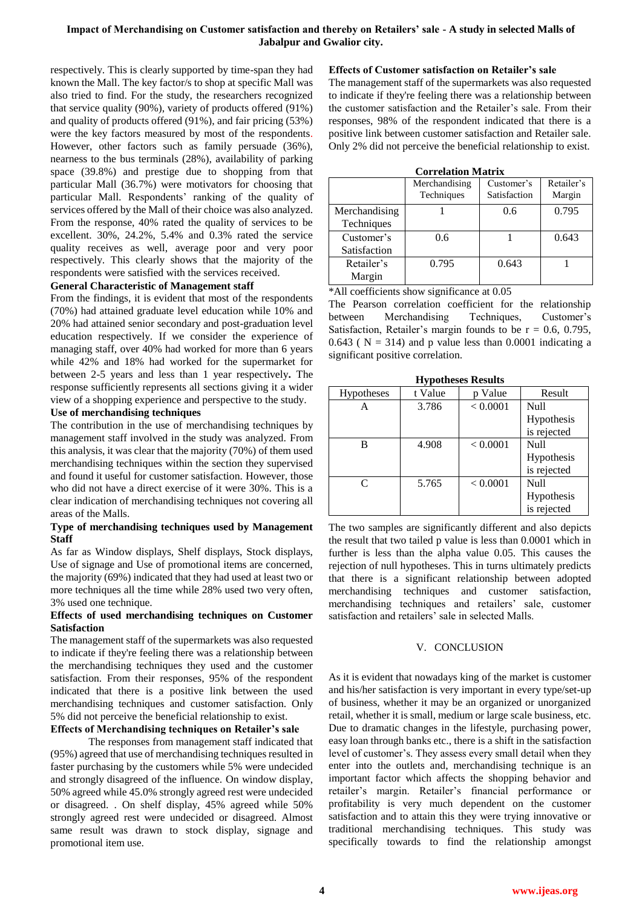respectively. This is clearly supported by time-span they had known the Mall. The key factor/s to shop at specific Mall was also tried to find. For the study, the researchers recognized that service quality (90%), variety of products offered (91%) and quality of products offered (91%), and fair pricing (53%) were the key factors measured by most of the respondents. However, other factors such as family persuade (36%), nearness to the bus terminals (28%), availability of parking space (39.8%) and prestige due to shopping from that particular Mall (36.7%) were motivators for choosing that particular Mall. Respondents' ranking of the quality of services offered by the Mall of their choice was also analyzed. From the response, 40% rated the quality of services to be excellent. 30%, 24.2%, 5.4% and 0.3% rated the service quality receives as well, average poor and very poor respectively. This clearly shows that the majority of the respondents were satisfied with the services received.

### General Characteristic of Management staff

From the findings, it is evident that most of the respondents (70%) had attained graduate level education while 10% and 20% had attained senior secondary and post-graduation level education respectively. If we consider the experience of managing staff, over 40% had worked for more than 6 years while 42% and 18% had worked for the supermarket for between 2-5 years and less than 1 year respectively**.** The response sufficiently represents all sections giving it a wider view of a shopping experience and perspective to the study.

### Use of merchandising techniques

The contribution in the use of merchandising techniques by management staff involved in the study was analyzed. From this analysis, it was clear that the majority (70%) of them used merchandising techniques within the section they supervised and found it useful for customer satisfaction. However, those who did not have a direct exercise of it were 30%. This is a clear indication of merchandising techniques not covering all areas of the Malls.

### Type of merchandising techniques used by Management Staff

As far as Window displays, Shelf displays, Stock displays, Use of signage and Use of promotional items are concerned, the majority (69%) indicated that they had used at least two or more techniques all the time while 28% used two very often, 3% used one technique.

### Effects of used merchandising techniques on Customer Satisfaction

The management staff of the supermarkets was also requested to indicate if they're feeling there was a relationship between the merchandising techniques they used and the customer satisfaction. From their responses, 95% of the respondent indicated that there is a positive link between the used merchandising techniques and customer satisfaction. Only 5% did not perceive the beneficial relationship to exist.

### Effects of Merchandising techniques on Retailer's sale

The responses from management staff indicated that (95%) agreed that use of merchandising techniques resulted in faster purchasing by the customers while 5% were undecided and strongly disagreed of the influence. On window display, 50% agreed while 45.0% strongly agreed rest were undecided or disagreed. . On shelf display, 45% agreed while 50% strongly agreed rest were undecided or disagreed. Almost same result was drawn to stock display, signage and promotional item use.

### Effects of Customer satisfaction on Retailer's sale

The management staff of the supermarkets was also requested to indicate if they're feeling there was a relationship between the customer satisfaction and the Retailer's sale. From their responses, 98% of the respondent indicated that there is a positive link between customer satisfaction and Retailer sale. Only 2% did not perceive the beneficial relationship to exist.

**Correlation Matrix**

| | Merchandising Techniques | Customer's Satisfaction | Retailer's Margin |
|---|---|---|---|
| Merchandising Techniques | 1 | 0.6 | 0.795 |
| Customer's Satisfaction | 0.6 | 1 | 0.643 |
| Retailer's Margin | 0.795 | 0.643 | 1 |

*All coefficients show significance at 0.05

The Pearson correlation coefficient for the relationship between Merchandising Techniques, Customer's Satisfaction, Retailer's margin founds to be $r = 0.6, 0.795, 0.643$ ( $N = 314$) and p value less than 0.0001 indicating a significant positive correlation.

**Hypotheses Results**

| Hypotheses | t Value | p Value | Result |
|---|---|---|---|
| A | 3.786 | < 0.0001 | Null Hypothesis is rejected |
| B | 4.908 | < 0.0001 | Null Hypothesis is rejected |
| C | 5.765 | < 0.0001 | Null Hypothesis is rejected |

The two samples are significantly different and also depicts the result that two tailed p value is less than 0.0001 which in further is less than the alpha value 0.05. This causes the rejection of null hypotheses. This in turns ultimately predicts that there is a significant relationship between adopted merchandising techniques and customer satisfaction, merchandising techniques and retailers' sale, customer satisfaction and retailers' sale in selected Malls.

## V. CONCLUSION

As it is evident that nowadays king of the market is customer and his/her satisfaction is very important in every type/set-up of business, whether it may be an organized or unorganized retail, whether it is small, medium or large scale business, etc. Due to dramatic changes in the lifestyle, purchasing power, easy loan through banks etc., there is a shift in the satisfaction level of customer's. They assess every small detail when they enter into the outlets and, merchandising technique is an important factor which affects the shopping behavior and retailer's margin. Retailer's financial performance or profitability is very much dependent on the customer satisfaction and to attain this they were trying innovative or traditional merchandising techniques. This study was specifically towards to find the relationship amongst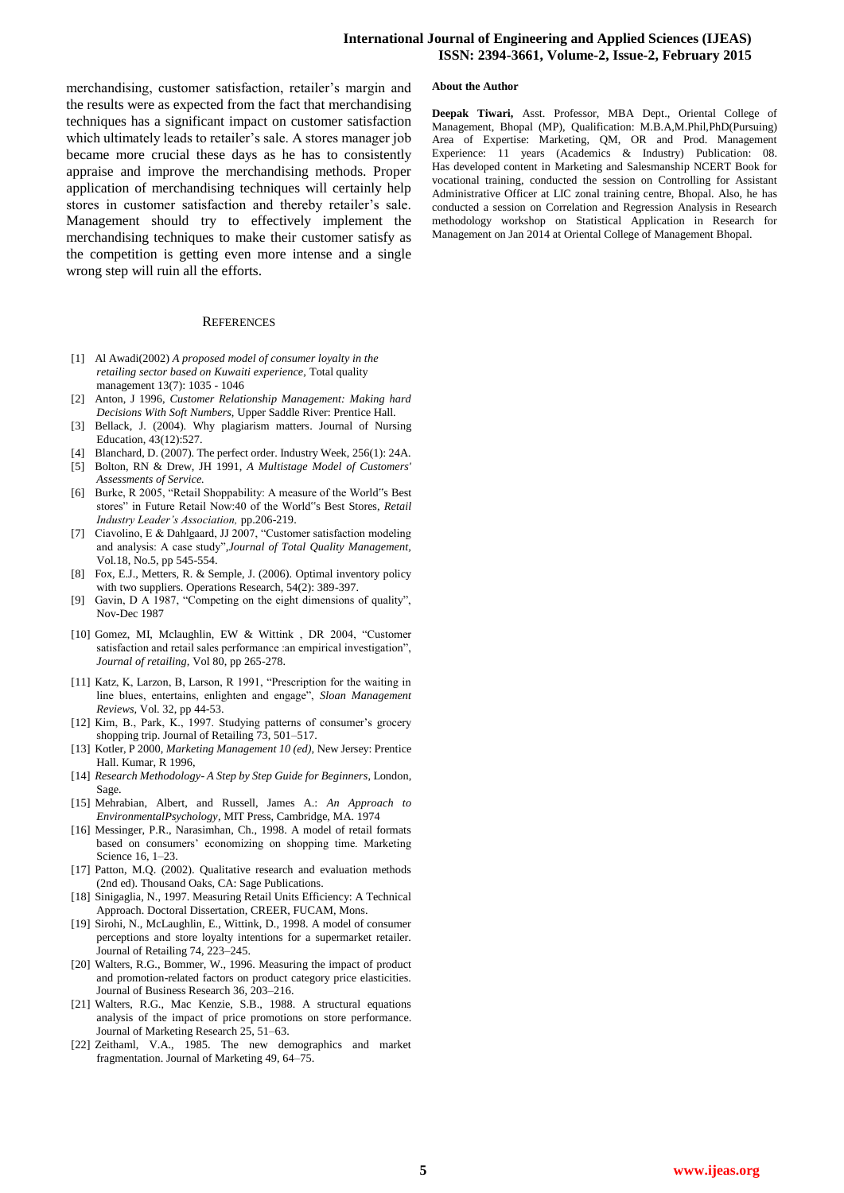merchandising, customer satisfaction, retailer's margin and the results were as expected from the fact that merchandising techniques has a significant impact on customer satisfaction which ultimately leads to retailer's sale. A stores manager job became more crucial these days as he has to consistently appraise and improve the merchandising methods. Proper application of merchandising techniques will certainly help stores in customer satisfaction and thereby retailer's sale. Management should try to effectively implement the merchandising techniques to make their customer satisfy as the competition is getting even more intense and a single wrong step will ruin all the efforts.

## REFERENCES

[1] Al Awadi(2002) *A proposed model of consumer loyalty in the retailing sector based on Kuwaiti experience,* Total quality management 13(7): 1035 - 1046

[2] Anton, J 1996, *Customer Relationship Management: Making hard Decisions With Soft Numbers,* Upper Saddle River: Prentice Hall.

[3] Bellack, J. (2004). Why plagiarism matters. Journal of Nursing Education, 43(12):527.

[4] Blanchard, D. (2007). The perfect order. Industry Week, 256(1): 24A.

[5] Bolton, RN & Drew, JH 1991, *A Multistage Model of Customers' Assessments of Service.*

[6] Burke, R 2005, "Retail Shoppability: A measure of the World"s Best stores" in Future Retail Now:40 of the World"s Best Stores, *Retail Industry Leader's Association,* pp.206-219.

[7] Ciavolino, E & Dahlgaard, JJ 2007, "Customer satisfaction modeling and analysis: A case study",*Journal of Total Quality Management*, Vol.18, No.5, pp 545-554.

[8] Fox, E.J., Metters, R. & Semple, J. (2006). Optimal inventory policy with two suppliers. Operations Research, 54(2): 389-397.

[9] Gavin, D A 1987, "Competing on the eight dimensions of quality", Nov-Dec 1987

[10] Gomez, MI, Mclaughlin, EW & Wittink , DR 2004, "Customer satisfaction and retail sales performance :an empirical investigation", *Journal of retailing,* Vol 80, pp 265-278.

[11] Katz, K, Larzon, B, Larson, R 1991, "Prescription for the waiting in line blues, entertains, enlighten and engage", *Sloan Management Reviews,* Vol. 32, pp 44-53.

[12] Kim, B., Park, K., 1997. Studying patterns of consumer's grocery shopping trip. Journal of Retailing 73, 501–517.

[13] Kotler, P 2000, *Marketing Management 10 (ed),* New Jersey: Prentice Hall. Kumar, R 1996,

[14] *Research Methodology- A Step by Step Guide for Beginners*, London, Sage.

[15] Mehrabian, Albert, and Russell, James A.: *An Approach to EnvironmentalPsychology*, MIT Press, Cambridge, MA. 1974

[16] Messinger, P.R., Narasimhan, Ch., 1998. A model of retail formats based on consumers' economizing on shopping time. Marketing Science 16, 1–23.

[17] Patton, M.Q. (2002). Qualitative research and evaluation methods (2nd ed). Thousand Oaks, CA: Sage Publications.

[18] Sinigaglia, N., 1997. Measuring Retail Units Efficiency: A Technical Approach. Doctoral Dissertation, CREER, FUCAM, Mons.

[19] Sirohi, N., McLaughlin, E., Wittink, D., 1998. A model of consumer perceptions and store loyalty intentions for a supermarket retailer. Journal of Retailing 74, 223–245.

[20] Walters, R.G., Bommer, W., 1996. Measuring the impact of product and promotion-related factors on product category price elasticities. Journal of Business Research 36, 203–216.

[21] Walters, R.G., Mac Kenzie, S.B., 1988. A structural equations analysis of the impact of price promotions on store performance. Journal of Marketing Research 25, 51–63.

[22] Zeithaml, V.A., 1985. The new demographics and market fragmentation. Journal of Marketing 49, 64–75.

**About the Author**

**Deepak Tiwari,** Asst. Professor, MBA Dept., Oriental College of Management, Bhopal (MP), Qualification: M.B.A,M.Phil,PhD(Pursuing) Area of Expertise: Marketing, QM, OR and Prod. Management Experience: 11 years (Academics & Industry) Publication: 08. Has developed content in Marketing and Salesmanship NCERT Book for vocational training, conducted the session on Controlling for Assistant Administrative Officer at LIC zonal training centre, Bhopal. Also, he has conducted a session on Correlation and Regression Analysis in Research methodology workshop on Statistical Application in Research for Management on Jan 2014 at Oriental College of Management Bhopal.